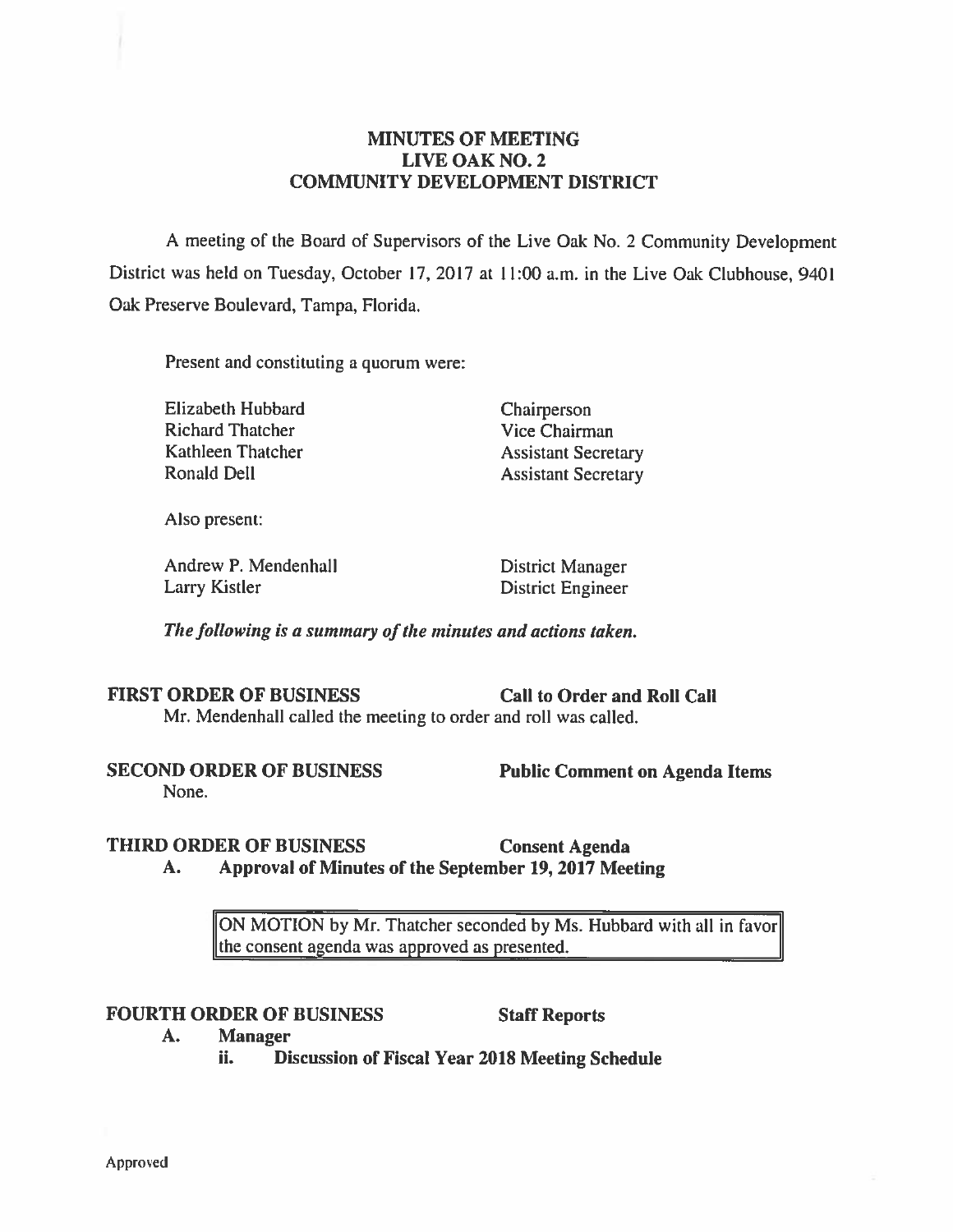# MINUTES OF MEETING
# LIVE OAK NO. 2
# COMMUNITY DEVELOPMENT DISTRICT

A meeting of the Board of Supervisors of the Live Oak No. 2 Community Development District was held on Tuesday, October 17, 2017 at 11:00 a.m. in the Live Oak Clubhouse, 9401 Oak Preserve Boulevard, Tampa, Florida.

Present and constituting a quorum were:

| | |
|---|---|
| Elizabeth Hubbard | Chairperson |
| Richard Thatcher | Vice Chairman |
| Kathleen Thatcher | Assistant Secretary |
| Ronald Dell | Assistant Secretary |

Also present:

| | |
|---|---|
| Andrew P. Mendenhall | District Manager |
| Larry Kistler | District Engineer |

***The following is a summary of the minutes and actions taken.***

**FIRST ORDER OF BUSINESS** **Call to Order and Roll Call**

Mr. Mendenhall called the meeting to order and roll was called.

**SECOND ORDER OF BUSINESS** **Public Comment on Agenda Items**

None.

**THIRD ORDER OF BUSINESS** **Consent Agenda**

**A. Approval of Minutes of the September 19, 2017 Meeting**

> ON MOTION by Mr. Thatcher seconded by Ms. Hubbard with all in favor the consent agenda was approved as presented.

**FOURTH ORDER OF BUSINESS** **Staff Reports**

**A. Manager**

**ii. Discussion of Fiscal Year 2018 Meeting Schedule**

Approved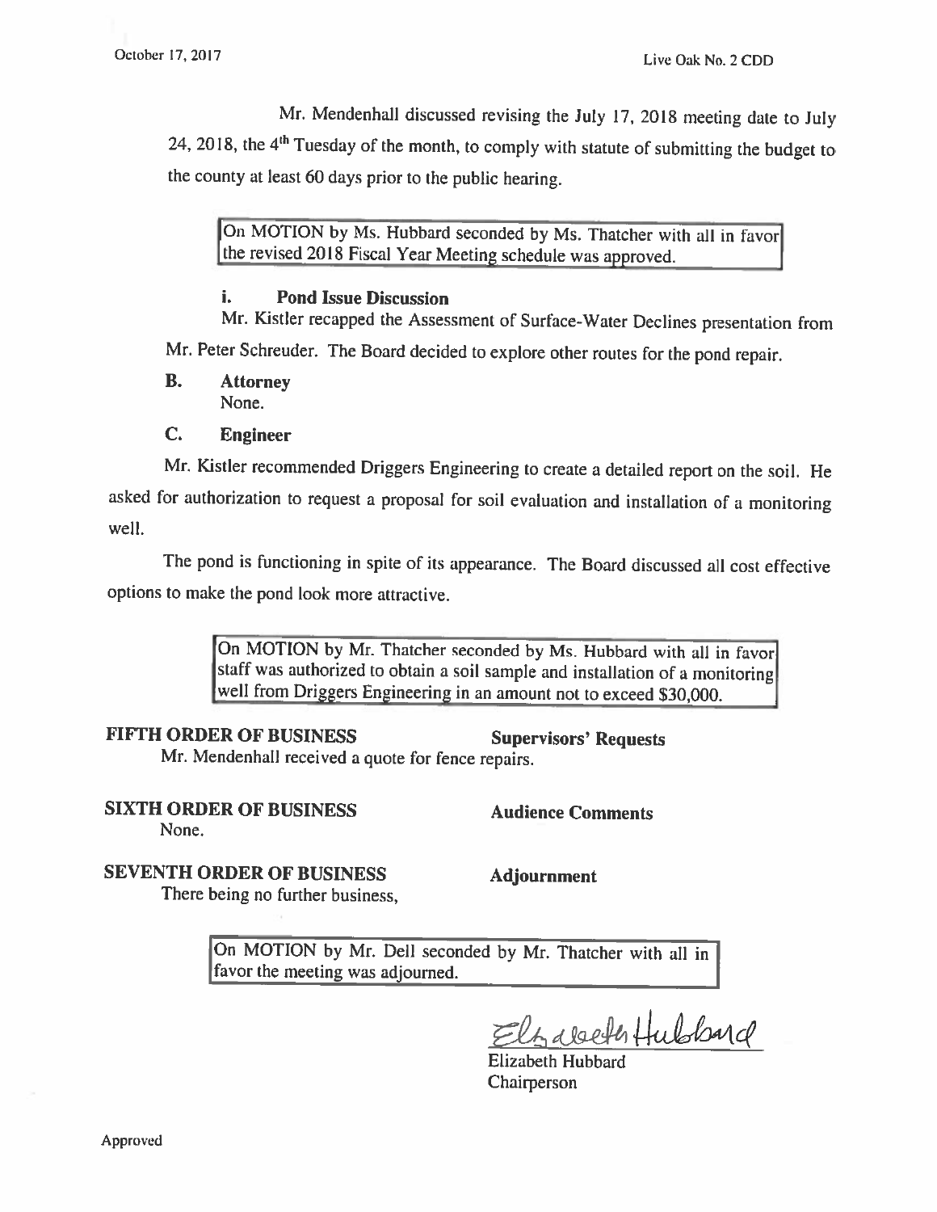Mr. Mendenhall discussed revising the July 17, 2018 meeting date to July 24, 2018, the 4th Tuesday of the month, to comply with statute of submitting the budget to the county at least 60 days prior to the public hearing.

> On MOTION by Ms. Hubbard seconded by Ms. Thatcher with all in favor the revised 2018 Fiscal Year Meeting schedule was approved.

**i. Pond Issue Discussion**

Mr. Kistler recapped the Assessment of Surface-Water Declines presentation from Mr. Peter Schreuder. The Board decided to explore other routes for the pond repair.

**B. Attorney**

None.

**C. Engineer**

Mr. Kistler recommended Driggers Engineering to create a detailed report on the soil. He asked for authorization to request a proposal for soil evaluation and installation of a monitoring well.

The pond is functioning in spite of its appearance. The Board discussed all cost effective options to make the pond look more attractive.

> On MOTION by Mr. Thatcher seconded by Ms. Hubbard with all in favor staff was authorized to obtain a soil sample and installation of a monitoring well from Driggers Engineering in an amount not to exceed $30,000.

**FIFTH ORDER OF BUSINESS** **Supervisors' Requests**

Mr. Mendenhall received a quote for fence repairs.

**SIXTH ORDER OF BUSINESS** **Audience Comments**

None.

**SEVENTH ORDER OF BUSINESS** **Adjournment**

There being no further business,

> On MOTION by Mr. Dell seconded by Mr. Thatcher with all in favor the meeting was adjourned.

Elizabeth Hubbard

Elizabeth Hubbard
Chairperson

Approved